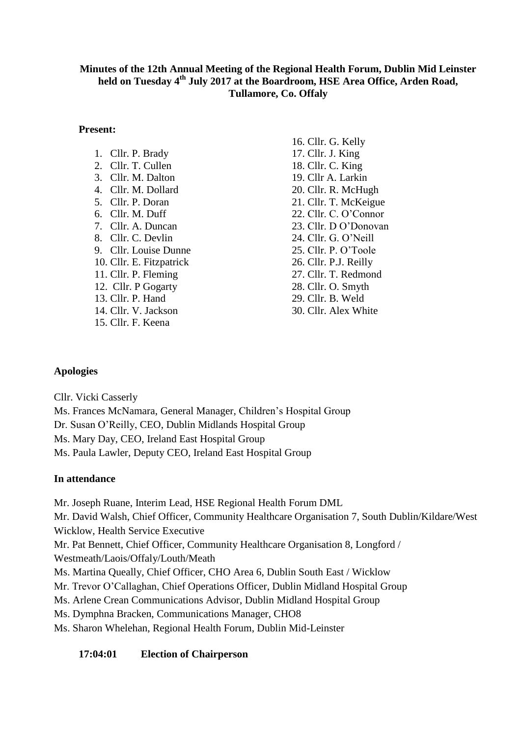**Minutes of the 12th Annual Meeting of the Regional Health Forum, Dublin Mid Leinster held on Tuesday 4th July 2017 at the Boardroom, HSE Area Office, Arden Road, Tullamore, Co. Offaly**

**Present:**

1. Cllr. P. Brady
2. Cllr. T. Cullen
3. Cllr. M. Dalton
4. Cllr. M. Dollard
5. Cllr. P. Doran
6. Cllr. M. Duff
7. Cllr. A. Duncan
8. Cllr. C. Devlin
9. Cllr. Louise Dunne
10. Cllr. E. Fitzpatrick
11. Cllr. P. Fleming
12. Cllr. P Gogarty
13. Cllr. P. Hand
14. Cllr. V. Jackson
15. Cllr. F. Keena
16. Cllr. G. Kelly
17. Cllr. J. King
18. Cllr. C. King
19. Cllr A. Larkin
20. Cllr. R. McHugh
21. Cllr. T. McKeigue
22. Cllr. C. O'Connor
23. Cllr. D O'Donovan
24. Cllr. G. O'Neill
25. Cllr. P. O'Toole
26. Cllr. P.J. Reilly
27. Cllr. T. Redmond
28. Cllr. O. Smyth
29. Cllr. B. Weld
30. Cllr. Alex White

**Apologies**

Cllr. Vicki Casserly

Ms. Frances McNamara, General Manager, Children's Hospital Group

Dr. Susan O'Reilly, CEO, Dublin Midlands Hospital Group

Ms. Mary Day, CEO, Ireland East Hospital Group

Ms. Paula Lawler, Deputy CEO, Ireland East Hospital Group

**In attendance**

Mr. Joseph Ruane, Interim Lead, HSE Regional Health Forum DML

Mr. David Walsh, Chief Officer, Community Healthcare Organisation 7, South Dublin/Kildare/West Wicklow, Health Service Executive

Mr. Pat Bennett, Chief Officer, Community Healthcare Organisation 8, Longford / Westmeath/Laois/Offaly/Louth/Meath

Ms. Martina Queally, Chief Officer, CHO Area 6, Dublin South East / Wicklow

Mr. Trevor O'Callaghan, Chief Operations Officer, Dublin Midland Hospital Group

Ms. Arlene Crean Communications Advisor, Dublin Midland Hospital Group

Ms. Dymphna Bracken, Communications Manager, CHO8

Ms. Sharon Whelehan, Regional Health Forum, Dublin Mid-Leinster

**17:04:01 Election of Chairperson**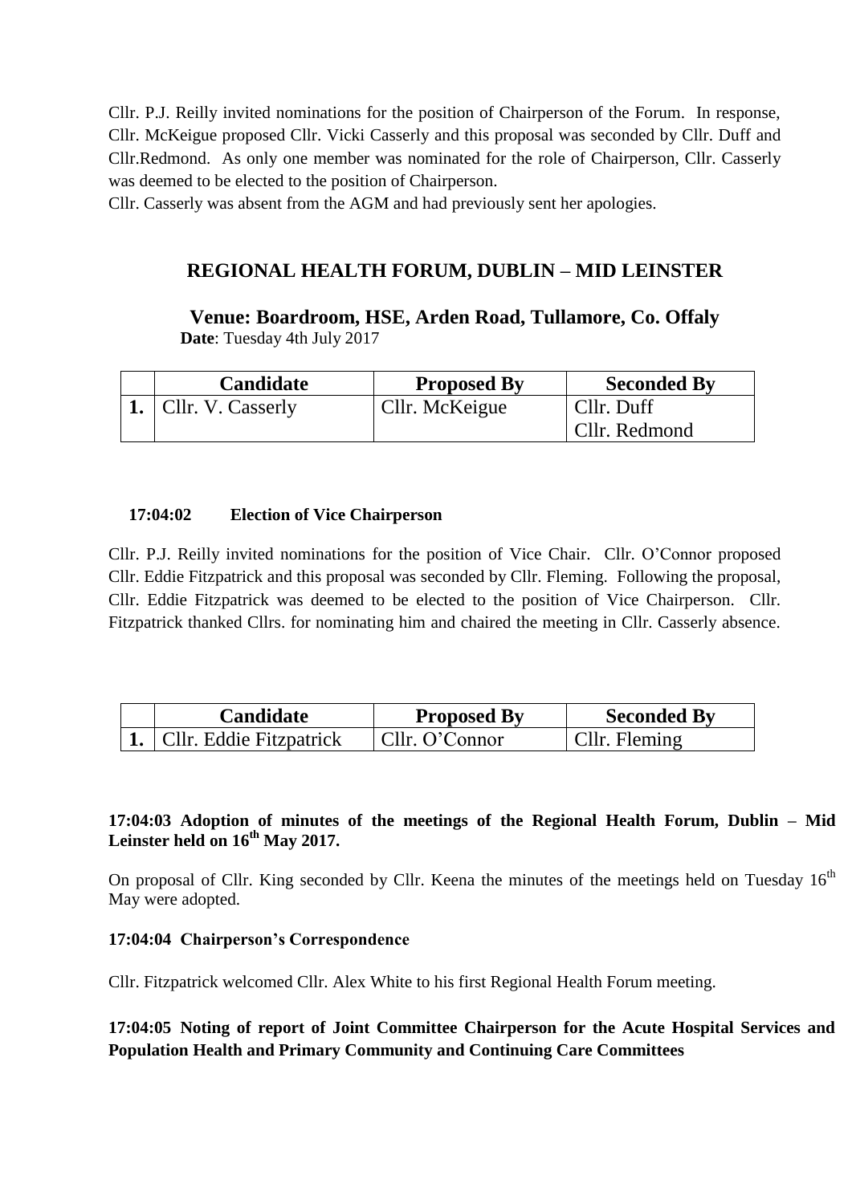Cllr. P.J. Reilly invited nominations for the position of Chairperson of the Forum. In response, Cllr. McKeigue proposed Cllr. Vicki Casserly and this proposal was seconded by Cllr. Duff and Cllr.Redmond. As only one member was nominated for the role of Chairperson, Cllr. Casserly was deemed to be elected to the position of Chairperson.

Cllr. Casserly was absent from the AGM and had previously sent her apologies.

## REGIONAL HEALTH FORUM, DUBLIN – MID LEINSTER

**Venue: Boardroom, HSE, Arden Road, Tullamore, Co. Offaly**

**Date**: Tuesday 4th July 2017

| | Candidate | Proposed By | Seconded By |
|---|---|---|---|
| **1.** | Cllr. V. Casserly | Cllr. McKeigue | Cllr. Duff<br>Cllr. Redmond |

**17:04:02 Election of Vice Chairperson**

Cllr. P.J. Reilly invited nominations for the position of Vice Chair. Cllr. O'Connor proposed Cllr. Eddie Fitzpatrick and this proposal was seconded by Cllr. Fleming. Following the proposal, Cllr. Eddie Fitzpatrick was deemed to be elected to the position of Vice Chairperson. Cllr. Fitzpatrick thanked Cllrs. for nominating him and chaired the meeting in Cllr. Casserly absence.

| | Candidate | Proposed By | Seconded By |
|---|---|---|---|
| **1.** | Cllr. Eddie Fitzpatrick | Cllr. O'Connor | Cllr. Fleming |

**17:04:03 Adoption of minutes of the meetings of the Regional Health Forum, Dublin – Mid Leinster held on 16th May 2017.**

On proposal of Cllr. King seconded by Cllr. Keena the minutes of the meetings held on Tuesday 16th May were adopted.

**17:04:04 Chairperson's Correspondence**

Cllr. Fitzpatrick welcomed Cllr. Alex White to his first Regional Health Forum meeting.

**17:04:05 Noting of report of Joint Committee Chairperson for the Acute Hospital Services and Population Health and Primary Community and Continuing Care Committees**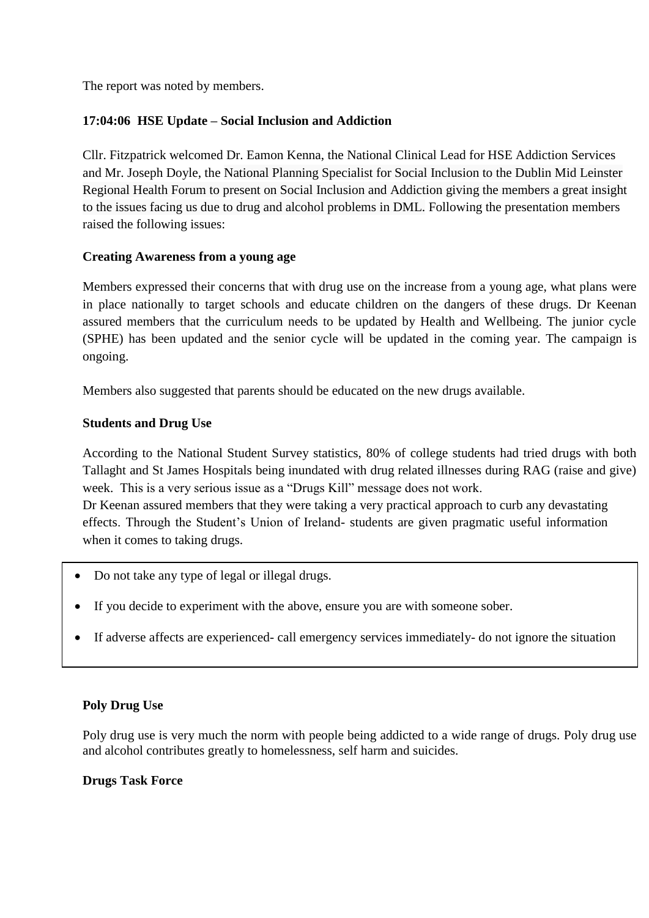The report was noted by members.

**17:04:06 HSE Update – Social Inclusion and Addiction**

Cllr. Fitzpatrick welcomed Dr. Eamon Kenna, the National Clinical Lead for HSE Addiction Services and Mr. Joseph Doyle, the National Planning Specialist for Social Inclusion to the Dublin Mid Leinster Regional Health Forum to present on Social Inclusion and Addiction giving the members a great insight to the issues facing us due to drug and alcohol problems in DML. Following the presentation members raised the following issues:

**Creating Awareness from a young age**

Members expressed their concerns that with drug use on the increase from a young age, what plans were in place nationally to target schools and educate children on the dangers of these drugs. Dr Keenan assured members that the curriculum needs to be updated by Health and Wellbeing. The junior cycle (SPHE) has been updated and the senior cycle will be updated in the coming year. The campaign is ongoing.

Members also suggested that parents should be educated on the new drugs available.

**Students and Drug Use**

According to the National Student Survey statistics, 80% of college students had tried drugs with both Tallaght and St James Hospitals being inundated with drug related illnesses during RAG (raise and give) week. This is a very serious issue as a "Drugs Kill" message does not work.
Dr Keenan assured members that they were taking a very practical approach to curb any devastating effects. Through the Student's Union of Ireland- students are given pragmatic useful information when it comes to taking drugs.

- Do not take any type of legal or illegal drugs.
- If you decide to experiment with the above, ensure you are with someone sober.
- If adverse affects are experienced- call emergency services immediately- do not ignore the situation

**Poly Drug Use**

Poly drug use is very much the norm with people being addicted to a wide range of drugs. Poly drug use and alcohol contributes greatly to homelessness, self harm and suicides.

**Drugs Task Force**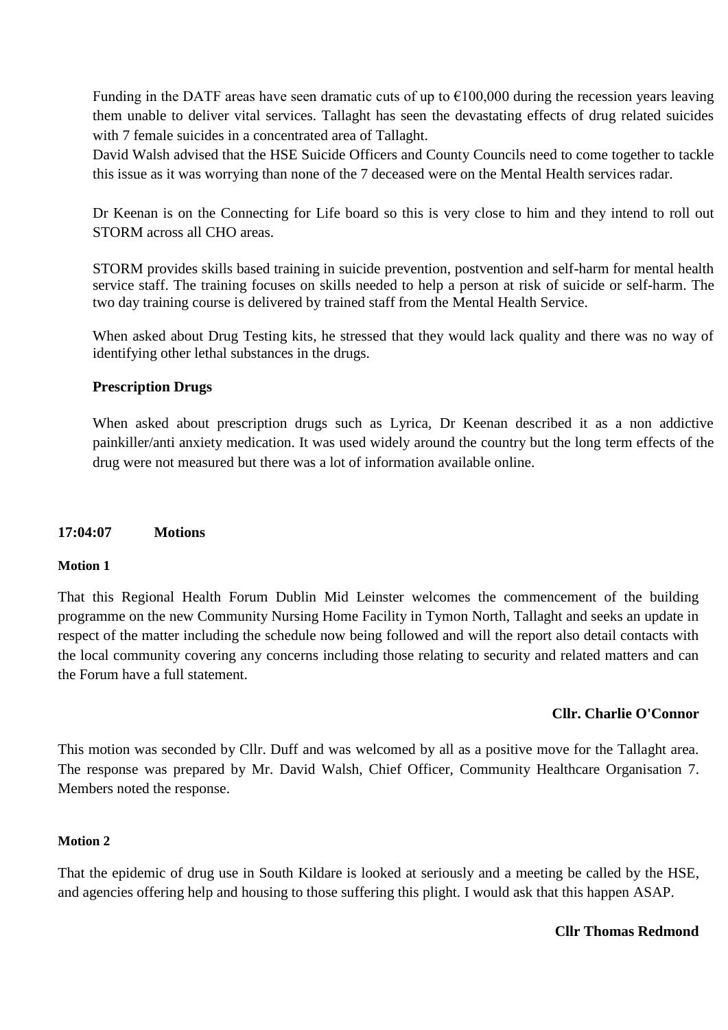Funding in the DATF areas have seen dramatic cuts of up to €100,000 during the recession years leaving them unable to deliver vital services. Tallaght has seen the devastating effects of drug related suicides with 7 female suicides in a concentrated area of Tallaght.
David Walsh advised that the HSE Suicide Officers and County Councils need to come together to tackle this issue as it was worrying than none of the 7 deceased were on the Mental Health services radar.

Dr Keenan is on the Connecting for Life board so this is very close to him and they intend to roll out STORM across all CHO areas.

STORM provides skills based training in suicide prevention, postvention and self-harm for mental health service staff. The training focuses on skills needed to help a person at risk of suicide or self-harm. The two day training course is delivered by trained staff from the Mental Health Service.

When asked about Drug Testing kits, he stressed that they would lack quality and there was no way of identifying other lethal substances in the drugs.

**Prescription Drugs**

When asked about prescription drugs such as Lyrica, Dr Keenan described it as a non addictive painkiller/anti anxiety medication. It was used widely around the country but the long term effects of the drug were not measured but there was a lot of information available online.

**17:04:07 Motions**

**Motion 1**

That this Regional Health Forum Dublin Mid Leinster welcomes the commencement of the building programme on the new Community Nursing Home Facility in Tymon North, Tallaght and seeks an update in respect of the matter including the schedule now being followed and will the report also detail contacts with the local community covering any concerns including those relating to security and related matters and can the Forum have a full statement.

**Cllr. Charlie O'Connor**

This motion was seconded by Cllr. Duff and was welcomed by all as a positive move for the Tallaght area. The response was prepared by Mr. David Walsh, Chief Officer, Community Healthcare Organisation 7. Members noted the response.

**Motion 2**

That the epidemic of drug use in South Kildare is looked at seriously and a meeting be called by the HSE, and agencies offering help and housing to those suffering this plight. I would ask that this happen ASAP.

**Cllr Thomas Redmond**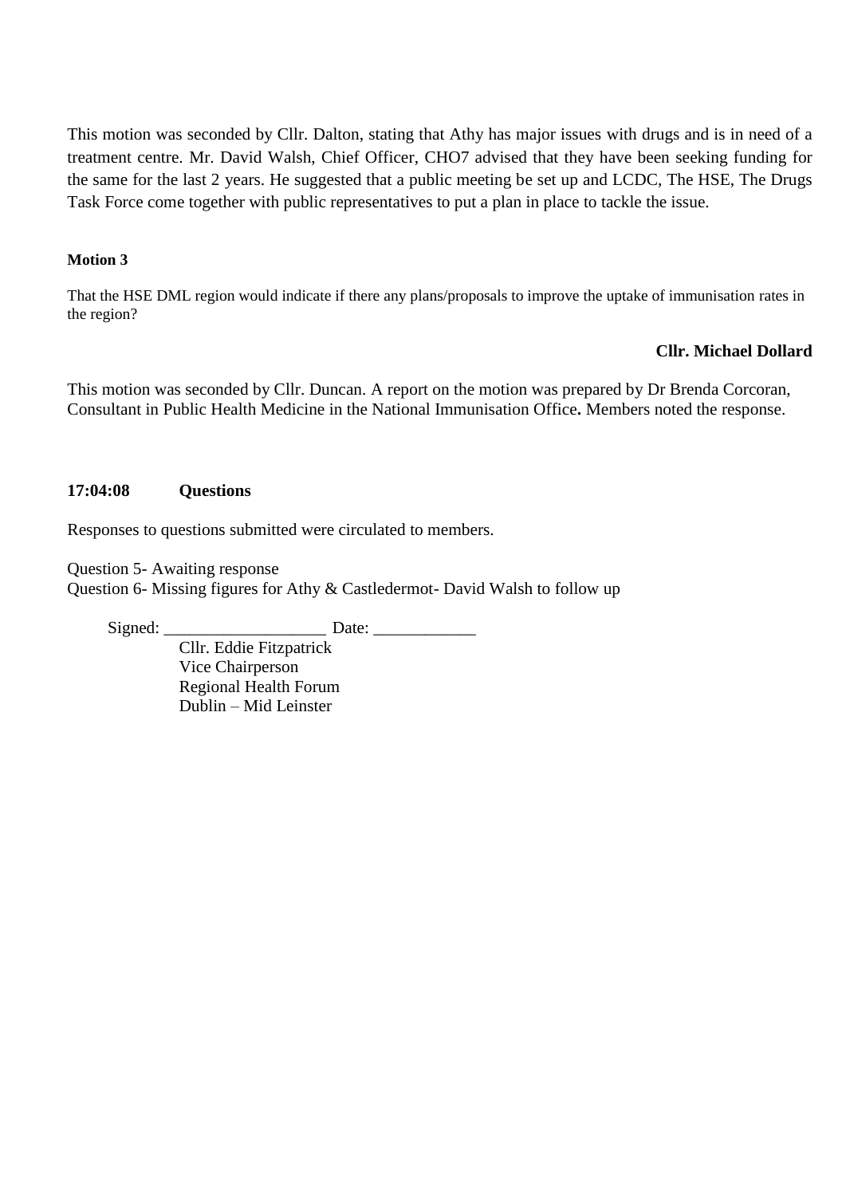This motion was seconded by Cllr. Dalton, stating that Athy has major issues with drugs and is in need of a treatment centre. Mr. David Walsh, Chief Officer, CHO7 advised that they have been seeking funding for the same for the last 2 years. He suggested that a public meeting be set up and LCDC, The HSE, The Drugs Task Force come together with public representatives to put a plan in place to tackle the issue.

**Motion 3**

That the HSE DML region would indicate if there any plans/proposals to improve the uptake of immunisation rates in the region?

**Cllr. Michael Dollard**

This motion was seconded by Cllr. Duncan. A report on the motion was prepared by Dr Brenda Corcoran, Consultant in Public Health Medicine in the National Immunisation Office**.** Members noted the response.

**17:04:08 Questions**

Responses to questions submitted were circulated to members.

Question 5- Awaiting response
Question 6- Missing figures for Athy & Castledermot- David Walsh to follow up

Signed: ___________________ Date: ____________

Cllr. Eddie Fitzpatrick
Vice Chairperson
Regional Health Forum
Dublin – Mid Leinster